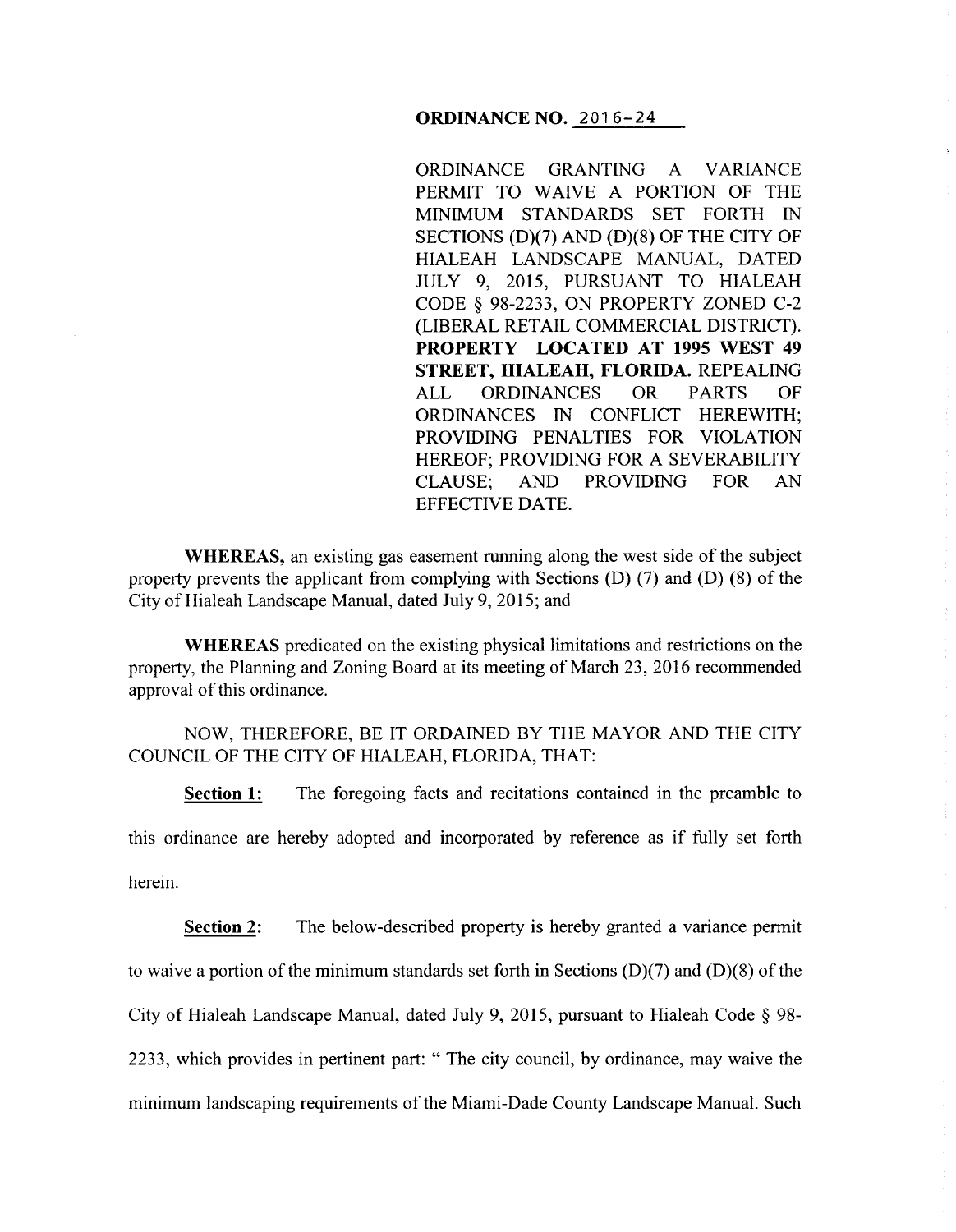**ORDINANCE NO. 2016-24**

ORDINANCE GRANTING A VARIANCE PERMIT TO WAIVE A PORTION OF THE MINIMUM STANDARDS SET FORTH IN SECTIONS (D)(7) AND (D)(8) OF THE CITY OF HIALEAH LANDSCAPE MANUAL, DATED JULY 9, 2015, PURSUANT TO HIALEAH CODE § 98-2233, ON PROPERTY ZONED C-2 (LIBERAL RETAIL COMMERCIAL DISTRICT). **PROPERTY LOCATED AT 1995 WEST 49 STREET, HIALEAH, FLORIDA.** REPEALING ALL ORDINANCES OR PARTS OF ORDINANCES IN CONFLICT HEREWITH; PROVIDING PENALTIES FOR VIOLATION HEREOF; PROVIDING FOR A SEVERABILITY CLAUSE; AND PROVIDING FOR AN EFFECTIVE DATE.

**WHEREAS,** an existing gas easement running along the west side of the subject property prevents the applicant from complying with Sections (D) (7) and (D) (8) of the City of Hialeah Landscape Manual, dated July 9, 2015; and

**WHEREAS** predicated on the existing physical limitations and restrictions on the property, the Planning and Zoning Board at its meeting of March 23, 2016 recommended approval of this ordinance.

NOW, THEREFORE, BE IT ORDAINED BY THE MAYOR AND THE CITY COUNCIL OF THE CITY OF HIALEAH, FLORIDA, THAT:

**Section 1:** The foregoing facts and recitations contained in the preamble to this ordinance are hereby adopted and incorporated by reference as if fully set forth herein.

**Section 2:** The below-described property is hereby granted a variance permit to waive a portion of the minimum standards set forth in Sections (D)(7) and (D)(8) of the City of Hialeah Landscape Manual, dated July 9, 2015, pursuant to Hialeah Code § 98-2233, which provides in pertinent part: " The city council, by ordinance, may waive the minimum landscaping requirements of the Miami-Dade County Landscape Manual. Such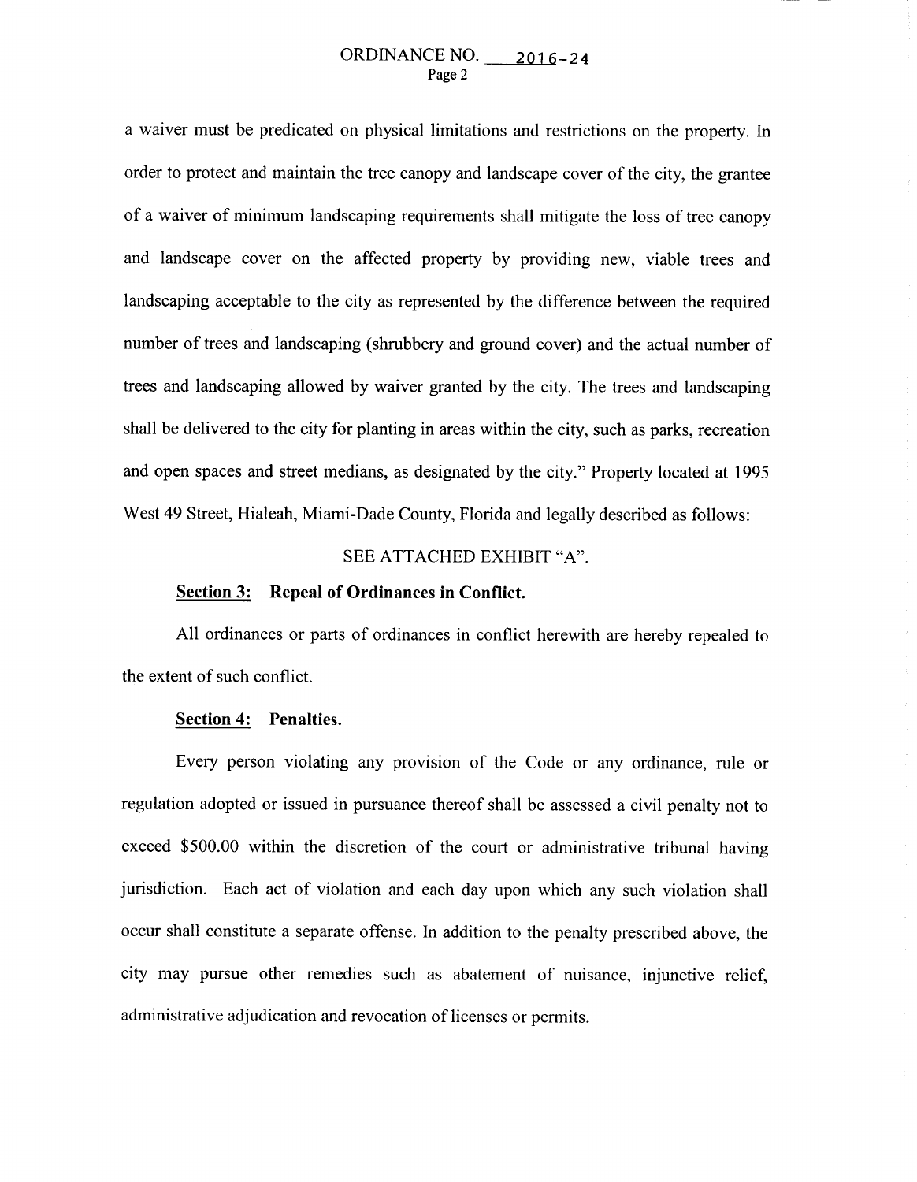a waiver must be predicated on physical limitations and restrictions on the property. In order to protect and maintain the tree canopy and landscape cover of the city, the grantee of a waiver of minimum landscaping requirements shall mitigate the loss of tree canopy and landscape cover on the affected property by providing new, viable trees and landscaping acceptable to the city as represented by the difference between the required number of trees and landscaping (shrubbery and ground cover) and the actual number of trees and landscaping allowed by waiver granted by the city. The trees and landscaping shall be delivered to the city for planting in areas within the city, such as parks, recreation and open spaces and street medians, as designated by the city." Property located at 1995 West 49 Street, Hialeah, Miami-Dade County, Florida and legally described as follows:

SEE ATTACHED EXHIBIT "A".

**Section 3: Repeal of Ordinances in Conflict.**

All ordinances or parts of ordinances in conflict herewith are hereby repealed to the extent of such conflict.

**Section 4: Penalties.**

Every person violating any provision of the Code or any ordinance, rule or regulation adopted or issued in pursuance thereof shall be assessed a civil penalty not to exceed $500.00 within the discretion of the court or administrative tribunal having jurisdiction. Each act of violation and each day upon which any such violation shall occur shall constitute a separate offense. In addition to the penalty prescribed above, the city may pursue other remedies such as abatement of nuisance, injunctive relief, administrative adjudication and revocation of licenses or permits.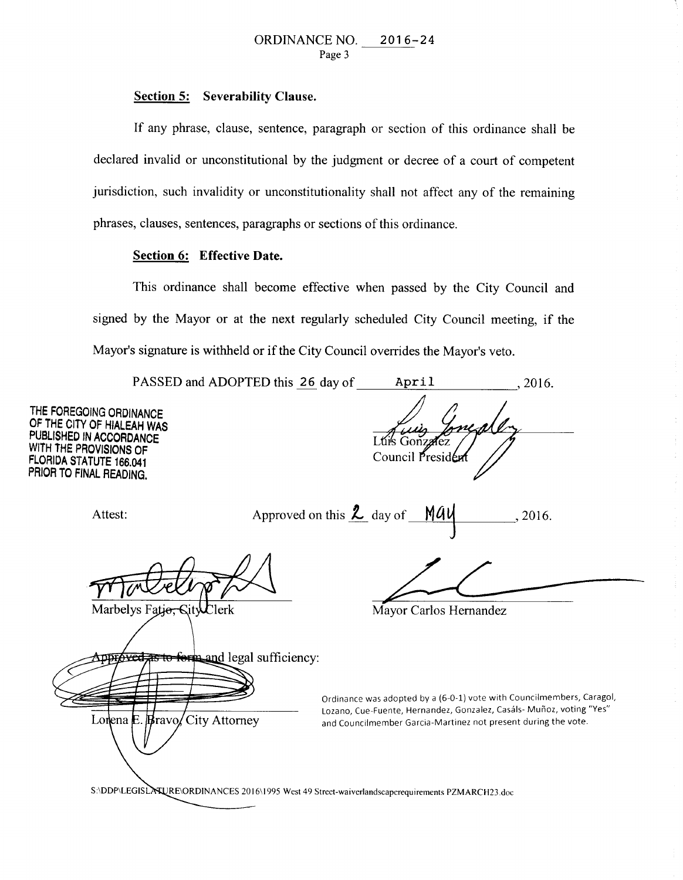ORDINANCE NO. 2016-24

**Section 5: Severability Clause.**

If any phrase, clause, sentence, paragraph or section of this ordinance shall be declared invalid or unconstitutional by the judgment or decree of a court of competent jurisdiction, such invalidity or unconstitutionality shall not affect any of the remaining phrases, clauses, sentences, paragraphs or sections of this ordinance.

**Section 6: Effective Date.**

This ordinance shall become effective when passed by the City Council and signed by the Mayor or at the next regularly scheduled City Council meeting, if the Mayor's signature is withheld or if the City Council overrides the Mayor's veto.

PASSED and ADOPTED this 26 day of April, 2016.

THE FOREGOING ORDINANCE OF THE CITY OF HIALEAH WAS PUBLISHED IN ACCORDANCE WITH THE PROVISIONS OF FLORIDA STATUTE 166.041 PRIOR TO FINAL READING.

Luis Gonzalez
Council President

Attest:

Approved on this 2 day of May, 2016.

Marbelys Fatjo, City Clerk

Mayor Carlos Hernandez

Approved as to form and legal sufficiency:

Lorena E. Bravo, City Attorney

Ordinance was adopted by a (6-0-1) vote with Councilmembers, Caragol, Lozano, Cue-Fuente, Hernandez, Gonzalez, Casáls- Muñoz, voting "Yes" and Councilmember Garcia-Martinez not present during the vote.

S:\DDP\LEGISLATURE\ORDINANCES 2016\1995 West 49 Street-waiverlandscaperequirements PZMARCH23.doc